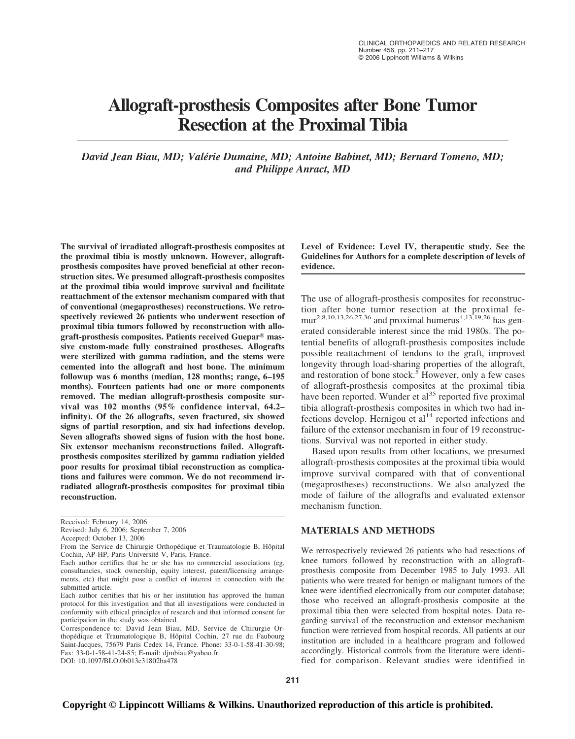# Allograft-prosthesis Composites after Bone Tumor Resection at the Proximal Tibia

*David Jean Biau, MD; Valérie Dumaine, MD; Antoine Babinet, MD; Bernard Tomeno, MD; and Philippe Anract, MD*

**The survival of irradiated allograft-prosthesis composites at the proximal tibia is mostly unknown. However, allograft-prosthesis composites have proved beneficial at other reconstruction sites. We presumed allograft-prosthesis composites at the proximal tibia would improve survival and facilitate reattachment of the extensor mechanism compared with that of conventional (megaprostheses) reconstructions. We retrospectively reviewed 26 patients who underwent resection of proximal tibia tumors followed by reconstruction with allograft-prosthesis composites. Patients received Guepar® massive custom-made fully constrained prostheses. Allografts were sterilized with gamma radiation, and the stems were cemented into the allograft and host bone. The minimum followup was 6 months (median, 128 months; range, 6–195 months). Fourteen patients had one or more components removed. The median allograft-prosthesis composite survival was 102 months (95% confidence interval, 64.2–infinity). Of the 26 allografts, seven fractured, six showed signs of partial resorption, and six had infections develop. Seven allografts showed signs of fusion with the host bone. Six extensor mechanism reconstructions failed. Allograft-prosthesis composites sterilized by gamma radiation yielded poor results for proximal tibial reconstruction as complications and failures were common. We do not recommend irradiated allograft-prosthesis composites for proximal tibia reconstruction.**

**Level of Evidence: Level IV, therapeutic study. See the Guidelines for Authors for a complete description of levels of evidence.**

Received: February 14, 2006
Revised: July 6, 2006; September 7, 2006
Accepted: October 13, 2006

From the Service de Chirurgie Orthopédique et Traumatologie B, Hôpital Cochin, AP-HP, Paris Université V, Paris, France.

Each author certifies that he or she has no commercial associations (eg, consultancies, stock ownership, equity interest, patent/licensing arrangements, etc) that might pose a conflict of interest in connection with the submitted article.

Each author certifies that his or her institution has approved the human protocol for this investigation and that all investigations were conducted in conformity with ethical principles of research and that informed consent for participation in the study was obtained.

Correspondence to: David Jean Biau, MD, Service de Chirurgie Orthopédique et Traumatologique B, Hôpital Cochin, 27 rue du Faubourg Saint-Jacques, 75679 Paris Cedex 14, France. Phone: 33-0-1-58-41-30-98; Fax: 33-0-1-58-41-24-85; E-mail: djmbiau@yahoo.fr.

DOI: 10.1097/BLO.0b013e31802ba478

The use of allograft-prosthesis composites for reconstruction after bone tumor resection at the proximal femur[2,8,10,13,26,27,36] and proximal humerus[4,13,19,26] has generated considerable interest since the mid 1980s. The potential benefits of allograft-prosthesis composites include possible reattachment of tendons to the graft, improved longevity through load-sharing properties of the allograft, and restoration of bone stock.[5] However, only a few cases of allograft-prosthesis composites at the proximal tibia have been reported. Wunder et al[35] reported five proximal tibia allograft-prosthesis composites in which two had infections develop. Hernigou et al[14] reported infections and failure of the extensor mechanism in four of 19 reconstructions. Survival was not reported in either study.

Based upon results from other locations, we presumed allograft-prosthesis composites at the proximal tibia would improve survival compared with that of conventional (megaprostheses) reconstructions. We also analyzed the mode of failure of the allografts and evaluated extensor mechanism function.

## MATERIALS AND METHODS

We retrospectively reviewed 26 patients who had resections of knee tumors followed by reconstruction with an allograft-prosthesis composite from December 1985 to July 1993. All patients who were treated for benign or malignant tumors of the knee were identified electronically from our computer database; those who received an allograft-prosthesis composite at the proximal tibia then were selected from hospital notes. Data regarding survival of the reconstruction and extensor mechanism function were retrieved from hospital records. All patients at our institution are included in a healthcare program and followed accordingly. Historical controls from the literature were identified for comparison. Relevant studies were identified in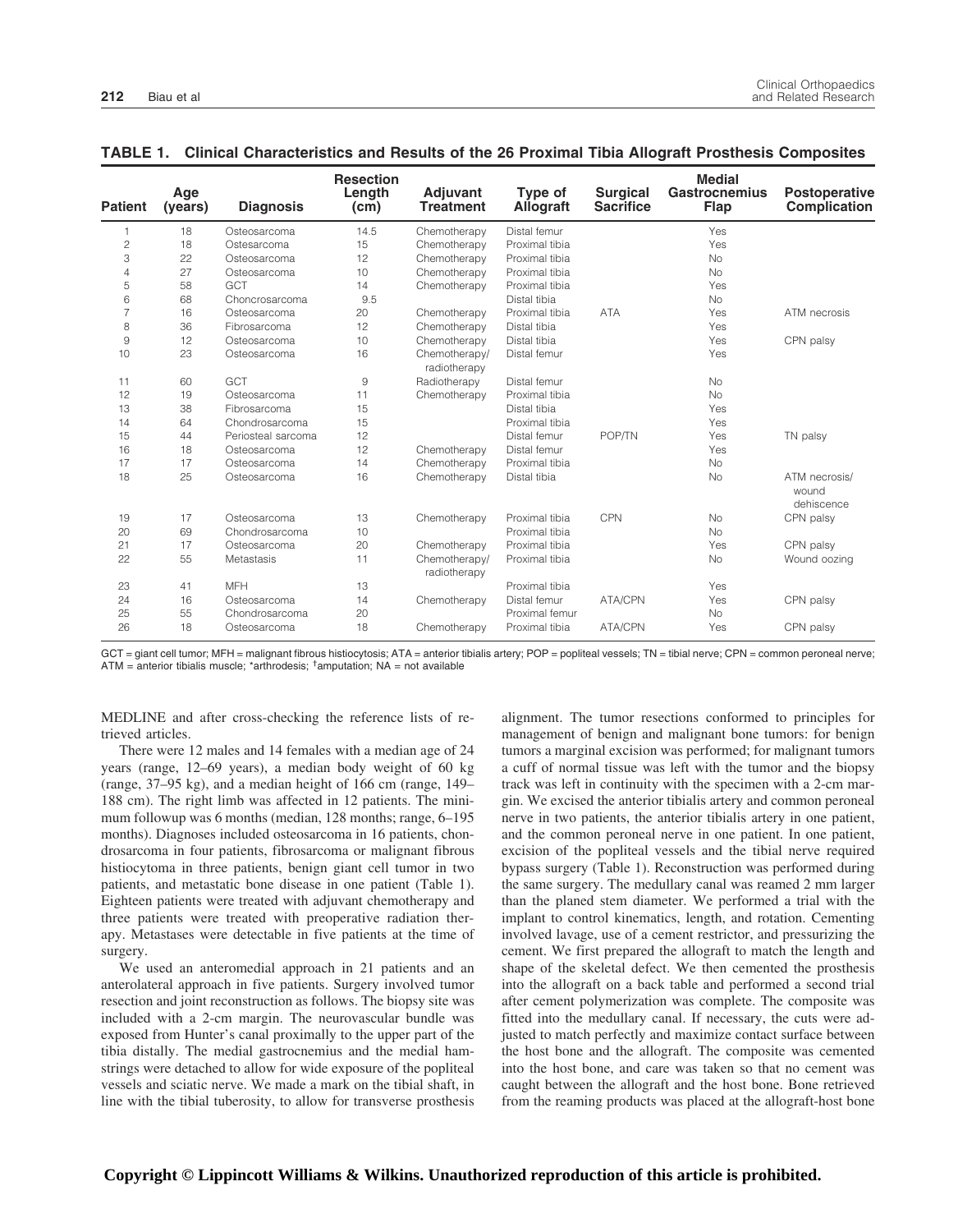**TABLE 1. Clinical Characteristics and Results of the 26 Proximal Tibia Allograft Prosthesis Composites**

| Patient | Age (years) | Diagnosis | Resection Length (cm) | Adjuvant Treatment | Type of Allograft | Surgical Sacrifice | Medial Gastrocnemius Flap | Postoperative Complication |
|---|---|---|---|---|---|---|---|---|
| 1 | 18 | Osteosarcoma | 14.5 | Chemotherapy | Distal femur | | Yes | |
| 2 | 18 | Ostesarcoma | 15 | Chemotherapy | Proximal tibia | | Yes | |
| 3 | 22 | Osteosarcoma | 12 | Chemotherapy | Proximal tibia | | No | |
| 4 | 27 | Osteosarcoma | 10 | Chemotherapy | Proximal tibia | | No | |
| 5 | 58 | GCT | 14 | Chemotherapy | Proximal tibia | | Yes | |
| 6 | 68 | Choncrosarcoma | 9.5 | | Distal tibia | | No | |
| 7 | 16 | Osteosarcoma | 20 | Chemotherapy | Proximal tibia | ATA | Yes | ATM necrosis |
| 8 | 36 | Fibrosarcoma | 12 | Chemotherapy | Distal tibia | | Yes | |
| 9 | 12 | Osteosarcoma | 10 | Chemotherapy | Distal tibia | | Yes | CPN palsy |
| 10 | 23 | Osteosarcoma | 16 | Chemotherapy/ radiotherapy | Distal femur | | Yes | |
| 11 | 60 | GCT | 9 | Radiotherapy | Distal femur | | No | |
| 12 | 19 | Osteosarcoma | 11 | Chemotherapy | Proximal tibia | | No | |
| 13 | 38 | Fibrosarcoma | 15 | | Distal tibia | | Yes | |
| 14 | 64 | Chondrosarcoma | 15 | | Proximal tibia | | Yes | |
| 15 | 44 | Periosteal sarcoma | 12 | | Distal femur | POP/TN | Yes | TN palsy |
| 16 | 18 | Osteosarcoma | 12 | Chemotherapy | Distal femur | | Yes | |
| 17 | 17 | Osteosarcoma | 14 | Chemotherapy | Proximal tibia | | No | |
| 18 | 25 | Osteosarcoma | 16 | Chemotherapy | Distal tibia | | No | ATM necrosis/ wound dehiscence |
| 19 | 17 | Osteosarcoma | 13 | Chemotherapy | Proximal tibia | CPN | No | CPN palsy |
| 20 | 69 | Chondrosarcoma | 10 | | Proximal tibia | | No | |
| 21 | 17 | Osteosarcoma | 20 | Chemotherapy | Proximal tibia | | Yes | CPN palsy |
| 22 | 55 | Metastasis | 11 | Chemotherapy/ radiotherapy | Proximal tibia | | No | Wound oozing |
| 23 | 41 | MFH | 13 | | Proximal tibia | | Yes | |
| 24 | 16 | Osteosarcoma | 14 | Chemotherapy | Distal femur | ATA/CPN | Yes | CPN palsy |
| 25 | 55 | Chondrosarcoma | 20 | | Proximal femur | | No | |
| 26 | 18 | Osteosarcoma | 18 | Chemotherapy | Proximal tibia | ATA/CPN | Yes | CPN palsy |

GCT = giant cell tumor; MFH = malignant fibrous histiocytosis; ATA = anterior tibialis artery; POP = popliteal vessels; TN = tibial nerve; CPN = common peroneal nerve; ATM = anterior tibialis muscle; *arthrodesis; †amputation; NA = not available

MEDLINE and after cross-checking the reference lists of retrieved articles.

There were 12 males and 14 females with a median age of 24 years (range, 12–69 years), a median body weight of 60 kg (range, 37–95 kg), and a median height of 166 cm (range, 149–188 cm). The right limb was affected in 12 patients. The minimum followup was 6 months (median, 128 months; range, 6–195 months). Diagnoses included osteosarcoma in 16 patients, chondrosarcoma in four patients, fibrosarcoma or malignant fibrous histiocytoma in three patients, benign giant cell tumor in two patients, and metastatic bone disease in one patient (Table 1). Eighteen patients were treated with adjuvant chemotherapy and three patients were treated with preoperative radiation therapy. Metastases were detectable in five patients at the time of surgery.

We used an anteromedial approach in 21 patients and an anterolateral approach in five patients. Surgery involved tumor resection and joint reconstruction as follows. The biopsy site was included with a 2-cm margin. The neurovascular bundle was exposed from Hunter's canal proximally to the upper part of the tibia distally. The medial gastrocnemius and the medial hamstrings were detached to allow for wide exposure of the popliteal vessels and sciatic nerve. We made a mark on the tibial shaft, in line with the tibial tuberosity, to allow for transverse prosthesis alignment. The tumor resections conformed to principles for management of benign and malignant bone tumors: for benign tumors a marginal excision was performed; for malignant tumors a cuff of normal tissue was left with the tumor and the biopsy track was left in continuity with the specimen with a 2-cm margin. We excised the anterior tibialis artery and common peroneal nerve in two patients, the anterior tibialis artery in one patient, and the common peroneal nerve in one patient. In one patient, excision of the popliteal vessels and the tibial nerve required bypass surgery (Table 1). Reconstruction was performed during the same surgery. The medullary canal was reamed 2 mm larger than the planed stem diameter. We performed a trial with the implant to control kinematics, length, and rotation. Cementing involved lavage, use of a cement restrictor, and pressurizing the cement. We first prepared the allograft to match the length and shape of the skeletal defect. We then cemented the prosthesis into the allograft on a back table and performed a second trial after cement polymerization was complete. The composite was fitted into the medullary canal. If necessary, the cuts were adjusted to match perfectly and maximize contact surface between the host bone and the allograft. The composite was cemented into the host bone, and care was taken so that no cement was caught between the allograft and the host bone. Bone retrieved from the reaming products was placed at the allograft-host bone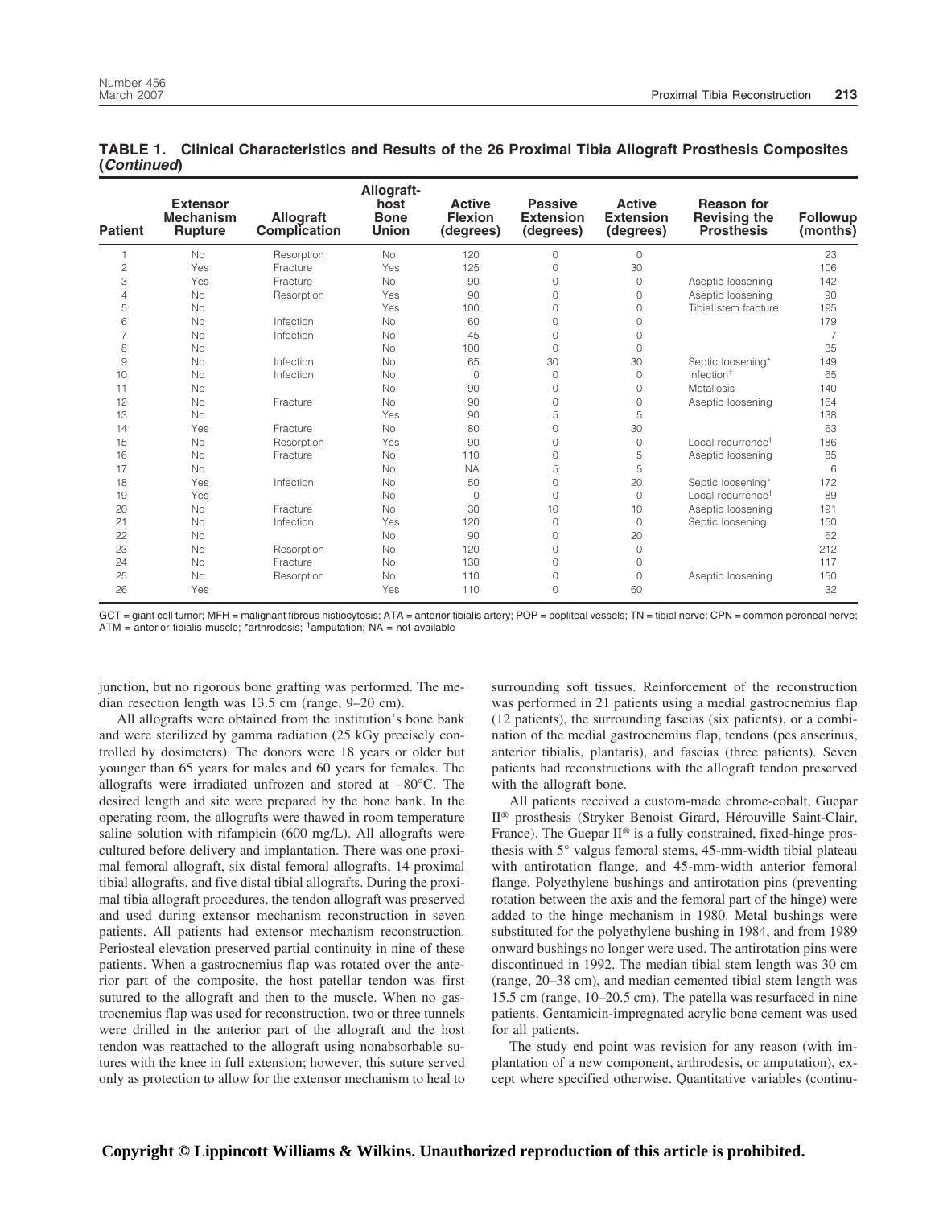**TABLE 1. Clinical Characteristics and Results of the 26 Proximal Tibia Allograft Prosthesis Composites (*Continued*)**

| Patient | Extensor Mechanism Rupture | Allograft Complication | Allograft-host Bone Union | Active Flexion (degrees) | Passive Extension (degrees) | Active Extension (degrees) | Reason for Revising the Prosthesis | Followup (months) |
|---|---|---|---|---|---|---|---|---|
| 1 | No | Resorption | No | 120 | 0 | 0 | | 23 |
| 2 | Yes | Fracture | Yes | 125 | 0 | 30 | | 106 |
| 3 | Yes | Fracture | No | 90 | 0 | 0 | Aseptic loosening | 142 |
| 4 | No | Resorption | Yes | 90 | 0 | 0 | Aseptic loosening | 90 |
| 5 | No | | Yes | 100 | 0 | 0 | Tibial stem fracture | 195 |
| 6 | No | Infection | No | 60 | 0 | 0 | | 179 |
| 7 | No | Infection | No | 45 | 0 | 0 | | 7 |
| 8 | No | | No | 100 | 0 | 0 | | 35 |
| 9 | No | Infection | No | 65 | 30 | 30 | Septic loosening* | 149 |
| 10 | No | Infection | No | 0 | 0 | 0 | Infection[†] | 65 |
| 11 | No | | No | 90 | 0 | 0 | Metallosis | 140 |
| 12 | No | Fracture | No | 90 | 0 | 0 | Aseptic loosening | 164 |
| 13 | No | | Yes | 90 | 5 | 5 | | 138 |
| 14 | Yes | Fracture | No | 80 | 0 | 30 | | 63 |
| 15 | No | Resorption | Yes | 90 | 0 | 0 | Local recurrence[†] | 186 |
| 16 | No | Fracture | No | 110 | 0 | 5 | Aseptic loosening | 85 |
| 17 | No | | No | NA | 5 | 5 | | 6 |
| 18 | Yes | Infection | No | 50 | 0 | 20 | Septic loosening* | 172 |
| 19 | Yes | | No | 0 | 0 | 0 | Local recurrence[†] | 89 |
| 20 | No | Fracture | No | 30 | 10 | 10 | Aseptic loosening | 191 |
| 21 | No | Infection | Yes | 120 | 0 | 0 | Septic loosening | 150 |
| 22 | No | | No | 90 | 0 | 20 | | 62 |
| 23 | No | Resorption | No | 120 | 0 | 0 | | 212 |
| 24 | No | Fracture | No | 130 | 0 | 0 | | 117 |
| 25 | No | Resorption | No | 110 | 0 | 0 | Aseptic loosening | 150 |
| 26 | Yes | | Yes | 110 | 0 | 60 | | 32 |

GCT = giant cell tumor; MFH = malignant fibrous histiocytosis; ATA = anterior tibialis artery; POP = popliteal vessels; TN = tibial nerve; CPN = common peroneal nerve; ATM = anterior tibialis muscle; *arthrodesis; [†]amputation; NA = not available

junction, but no rigorous bone grafting was performed. The median resection length was 13.5 cm (range, 9–20 cm).

All allografts were obtained from the institution's bone bank and were sterilized by gamma radiation (25 kGy precisely controlled by dosimeters). The donors were 18 years or older but younger than 65 years for males and 60 years for females. The allografts were irradiated unfrozen and stored at −80°C. The desired length and site were prepared by the bone bank. In the operating room, the allografts were thawed in room temperature saline solution with rifampicin (600 mg/L). All allografts were cultured before delivery and implantation. There was one proximal femoral allograft, six distal femoral allografts, 14 proximal tibial allografts, and five distal tibial allografts. During the proximal tibia allograft procedures, the tendon allograft was preserved and used during extensor mechanism reconstruction in seven patients. All patients had extensor mechanism reconstruction. Periosteal elevation preserved partial continuity in nine of these patients. When a gastrocnemius flap was rotated over the anterior part of the composite, the host patellar tendon was first sutured to the allograft and then to the muscle. When no gastrocnemius flap was used for reconstruction, two or three tunnels were drilled in the anterior part of the allograft and the host tendon was reattached to the allograft using nonabsorbable sutures with the knee in full extension; however, this suture served only as protection to allow for the extensor mechanism to heal to surrounding soft tissues. Reinforcement of the reconstruction was performed in 21 patients using a medial gastrocnemius flap (12 patients), the surrounding fascias (six patients), or a combination of the medial gastrocnemius flap, tendons (pes anserinus, anterior tibialis, plantaris), and fascias (three patients). Seven patients had reconstructions with the allograft tendon preserved with the allograft bone.

All patients received a custom-made chrome-cobalt, Guepar II® prosthesis (Stryker Benoist Girard, Hérouville Saint-Clair, France). The Guepar II® is a fully constrained, fixed-hinge prosthesis with 5° valgus femoral stems, 45-mm-width tibial plateau with antirotation flange, and 45-mm-width anterior femoral flange. Polyethylene bushings and antirotation pins (preventing rotation between the axis and the femoral part of the hinge) were added to the hinge mechanism in 1980. Metal bushings were substituted for the polyethylene bushing in 1984, and from 1989 onward bushings no longer were used. The antirotation pins were discontinued in 1992. The median tibial stem length was 30 cm (range, 20–38 cm), and median cemented tibial stem length was 15.5 cm (range, 10–20.5 cm). The patella was resurfaced in nine patients. Gentamicin-impregnated acrylic bone cement was used for all patients.

The study end point was revision for any reason (with implantation of a new component, arthrodesis, or amputation), except where specified otherwise. Quantitative variables (continu-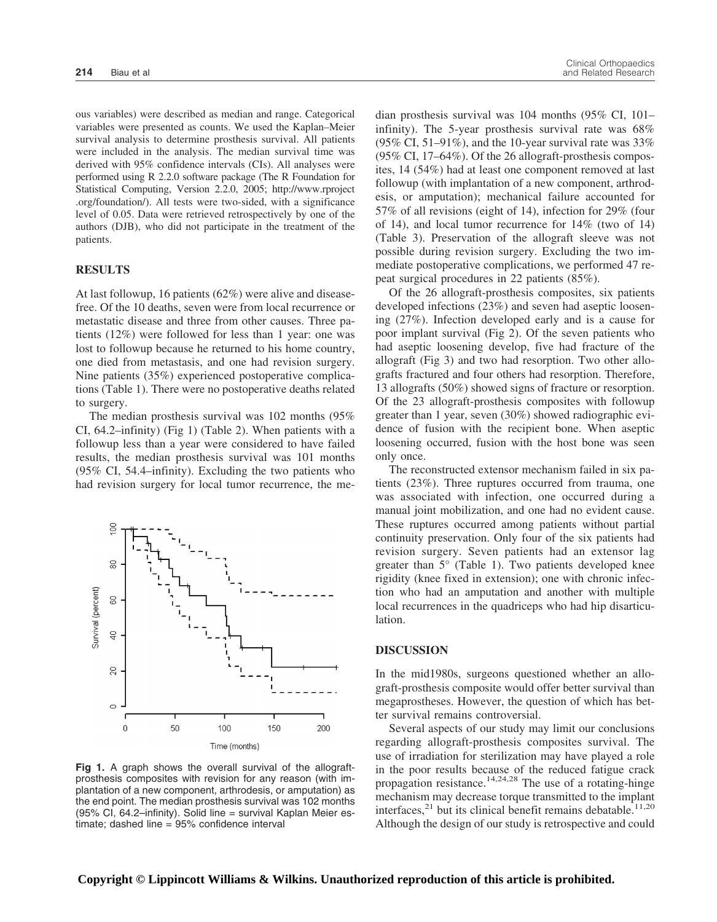ous variables) were described as median and range. Categorical variables were presented as counts. We used the Kaplan–Meier survival analysis to determine prosthesis survival. All patients were included in the analysis. The median survival time was derived with 95% confidence intervals (CIs). All analyses were performed using R 2.2.0 software package (The R Foundation for Statistical Computing, Version 2.2.0, 2005; http://www.rproject.org/foundation/). All tests were two-sided, with a significance level of 0.05. Data were retrieved retrospectively by one of the authors (DJB), who did not participate in the treatment of the patients.

## RESULTS

At last followup, 16 patients (62%) were alive and disease-free. Of the 10 deaths, seven were from local recurrence or metastatic disease and three from other causes. Three patients (12%) were followed for less than 1 year: one was lost to followup because he returned to his home country, one died from metastasis, and one had revision surgery. Nine patients (35%) experienced postoperative complications (Table 1). There were no postoperative deaths related to surgery.

The median prosthesis survival was 102 months (95% CI, 64.2–infinity) (Fig 1) (Table 2). When patients with a followup less than a year were considered to have failed results, the median prosthesis survival was 101 months (95% CI, 54.4–infinity). Excluding the two patients who had revision surgery for local tumor recurrence, the median prosthesis survival was 104 months (95% CI, 101–infinity). The 5-year prosthesis survival rate was 68% (95% CI, 51–91%), and the 10-year survival rate was 33% (95% CI, 17–64%). Of the 26 allograft-prosthesis composites, 14 (54%) had at least one component removed at last followup (with implantation of a new component, arthrodesis, or amputation); mechanical failure accounted for 57% of all revisions (eight of 14), infection for 29% (four of 14), and local tumor recurrence for 14% (two of 14) (Table 3). Preservation of the allograft sleeve was not possible during revision surgery. Excluding the two immediate postoperative complications, we performed 47 repeat surgical procedures in 22 patients (85%).

Of the 26 allograft-prosthesis composites, six patients developed infections (23%) and seven had aseptic loosening (27%). Infection developed early and is a cause for poor implant survival (Fig 2). Of the seven patients who had aseptic loosening develop, five had fracture of the allograft (Fig 3) and two had resorption. Two other allografts fractured and four others had resorption. Therefore, 13 allografts (50%) showed signs of fracture or resorption. Of the 23 allograft-prosthesis composites with followup greater than 1 year, seven (30%) showed radiographic evidence of fusion with the recipient bone. When aseptic loosening occurred, fusion with the host bone was seen only once.

The reconstructed extensor mechanism failed in six patients (23%). Three ruptures occurred from trauma, one was associated with infection, one occurred during a manual joint mobilization, and one had no evident cause. These ruptures occurred among patients without partial continuity preservation. Only four of the six patients had revision surgery. Seven patients had an extensor lag greater than 5° (Table 1). Two patients developed knee rigidity (knee fixed in extension); one with chronic infection who had an amputation and another with multiple local recurrences in the quadriceps who had hip disarticulation.

**Fig 1.** A graph shows the overall survival of the allograft-prosthesis composites with revision for any reason (with implantation of a new component, arthrodesis, or amputation) as the end point. The median prosthesis survival was 102 months (95% CI, 64.2–infinity). Solid line = survival Kaplan Meier estimate; dashed line = 95% confidence interval

## DISCUSSION

In the mid1980s, surgeons questioned whether an allograft-prosthesis composite would offer better survival than megaprostheses. However, the question of which has better survival remains controversial.

Several aspects of our study may limit our conclusions regarding allograft-prosthesis composites survival. The use of irradiation for sterilization may have played a role in the poor results because of the reduced fatigue crack propagation resistance.[14,24,28] The use of a rotating-hinge mechanism may decrease torque transmitted to the implant interfaces,[21] but its clinical benefit remains debatable.[11,20] Although the design of our study is retrospective and could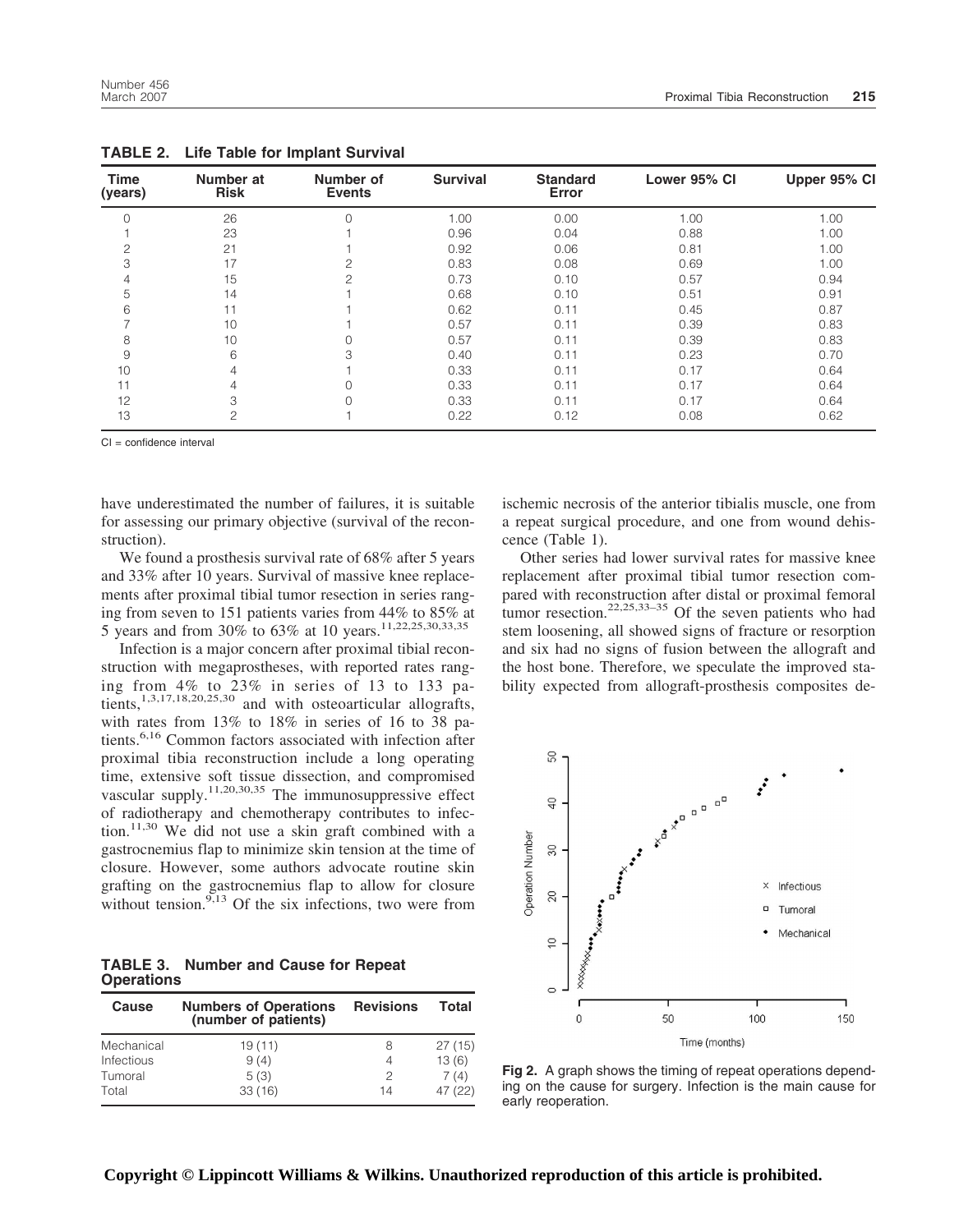**TABLE 2. Life Table for Implant Survival**

| Time (years) | Number at Risk | Number of Events | Survival | Standard Error | Lower 95% CI | Upper 95% CI |
|---|---|---|---|---|---|---|
| 0 | 26 | 0 | 1.00 | 0.00 | 1.00 | 1.00 |
| 1 | 23 | 1 | 0.96 | 0.04 | 0.88 | 1.00 |
| 2 | 21 | 1 | 0.92 | 0.06 | 0.81 | 1.00 |
| 3 | 17 | 2 | 0.83 | 0.08 | 0.69 | 1.00 |
| 4 | 15 | 2 | 0.73 | 0.10 | 0.57 | 0.94 |
| 5 | 14 | 1 | 0.68 | 0.10 | 0.51 | 0.91 |
| 6 | 11 | 1 | 0.62 | 0.11 | 0.45 | 0.87 |
| 7 | 10 | 1 | 0.57 | 0.11 | 0.39 | 0.83 |
| 8 | 10 | 0 | 0.57 | 0.11 | 0.39 | 0.83 |
| 9 | 6 | 3 | 0.40 | 0.11 | 0.23 | 0.70 |
| 10 | 4 | 1 | 0.33 | 0.11 | 0.17 | 0.64 |
| 11 | 4 | 0 | 0.33 | 0.11 | 0.17 | 0.64 |
| 12 | 3 | 0 | 0.33 | 0.11 | 0.17 | 0.64 |
| 13 | 2 | 1 | 0.22 | 0.12 | 0.08 | 0.62 |

CI = confidence interval

have underestimated the number of failures, it is suitable for assessing our primary objective (survival of the reconstruction).

We found a prosthesis survival rate of 68% after 5 years and 33% after 10 years. Survival of massive knee replacements after proximal tibial tumor resection in series ranging from seven to 151 patients varies from 44% to 85% at 5 years and from 30% to 63% at 10 years.[11,22,25,30,33,35]

Infection is a major concern after proximal tibial reconstruction with megaprostheses, with reported rates ranging from 4% to 23% in series of 13 to 133 patients,[1,3,17,18,20,25,30] and with osteoarticular allografts, with rates from 13% to 18% in series of 16 to 38 patients.[6,16] Common factors associated with infection after proximal tibia reconstruction include a long operating time, extensive soft tissue dissection, and compromised vascular supply.[11,20,30,35] The immunosuppressive effect of radiotherapy and chemotherapy contributes to infection.[11,30] We did not use a skin graft combined with a gastrocnemius flap to minimize skin tension at the time of closure. However, some authors advocate routine skin grafting on the gastrocnemius flap to allow for closure without tension.[9,13] Of the six infections, two were from ischemic necrosis of the anterior tibialis muscle, one from a repeat surgical procedure, and one from wound dehiscence (Table 1).

Other series had lower survival rates for massive knee replacement after proximal tibial tumor resection compared with reconstruction after distal or proximal femoral tumor resection.[22,25,33–35] Of the seven patients who had stem loosening, all showed signs of fracture or resorption and six had no signs of fusion between the allograft and the host bone. Therefore, we speculate the improved stability expected from allograft-prosthesis composites de-

**TABLE 3. Number and Cause for Repeat Operations**

| Cause | Numbers of Operations (number of patients) | Revisions | Total |
|---|---|---|---|
| Mechanical | 19 (11) | 8 | 27 (15) |
| Infectious | 9 (4) | 4 | 13 (6) |
| Tumoral | 5 (3) | 2 | 7 (4) |
| Total | 33 (16) | 14 | 47 (22) |

**Fig 2.** A graph shows the timing of repeat operations depending on the cause for surgery. Infection is the main cause for early reoperation.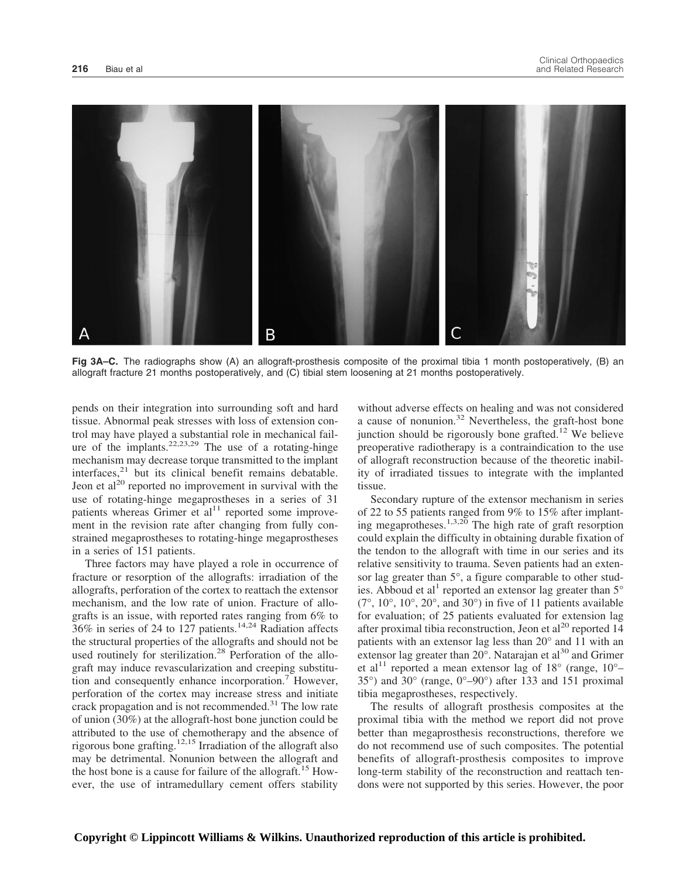**Fig 3A–C.** The radiographs show (A) an allograft-prosthesis composite of the proximal tibia 1 month postoperatively, (B) an allograft fracture 21 months postoperatively, and (C) tibial stem loosening at 21 months postoperatively.

pends on their integration into surrounding soft and hard tissue. Abnormal peak stresses with loss of extension control may have played a substantial role in mechanical failure of the implants.[22,23,29] The use of a rotating-hinge mechanism may decrease torque transmitted to the implant interfaces,[21] but its clinical benefit remains debatable. Jeon et al[20] reported no improvement in survival with the use of rotating-hinge megaprostheses in a series of 31 patients whereas Grimer et al[11] reported some improvement in the revision rate after changing from fully constrained megaprostheses to rotating-hinge megaprostheses in a series of 151 patients.

Three factors may have played a role in occurrence of fracture or resorption of the allografts: irradiation of the allografts, perforation of the cortex to reattach the extensor mechanism, and the low rate of union. Fracture of allografts is an issue, with reported rates ranging from 6% to 36% in series of 24 to 127 patients.[14,24] Radiation affects the structural properties of the allografts and should not be used routinely for sterilization.[28] Perforation of the allograft may induce revascularization and creeping substitution and consequently enhance incorporation.[7] However, perforation of the cortex may increase stress and initiate crack propagation and is not recommended.[31] The low rate of union (30%) at the allograft-host bone junction could be attributed to the use of chemotherapy and the absence of rigorous bone grafting.[12,15] Irradiation of the allograft also may be detrimental. Nonunion between the allograft and the host bone is a cause for failure of the allograft.[15] However, the use of intramedullary cement offers stability without adverse effects on healing and was not considered a cause of nonunion.[32] Nevertheless, the graft-host bone junction should be rigorously bone grafted.[12] We believe preoperative radiotherapy is a contraindication to the use of allograft reconstruction because of the theoretic inability of irradiated tissues to integrate with the implanted tissue.

Secondary rupture of the extensor mechanism in series of 22 to 55 patients ranged from 9% to 15% after implanting megaprotheses.[1,3,20] The high rate of graft resorption could explain the difficulty in obtaining durable fixation of the tendon to the allograft with time in our series and its relative sensitivity to trauma. Seven patients had an extensor lag greater than 5°, a figure comparable to other studies. Abboud et al[1] reported an extensor lag greater than 5° (7°, 10°, 10°, 20°, and 30°) in five of 11 patients available for evaluation; of 25 patients evaluated for extension lag after proximal tibia reconstruction, Jeon et al[20] reported 14 patients with an extensor lag less than 20° and 11 with an extensor lag greater than 20°. Natarajan et al[30] and Grimer et al[11] reported a mean extensor lag of 18° (range, 10°–35°) and 30° (range, 0°–90°) after 133 and 151 proximal tibia megaprostheses, respectively.

The results of allograft prosthesis composites at the proximal tibia with the method we report did not prove better than megaprosthesis reconstructions, therefore we do not recommend use of such composites. The potential benefits of allograft-prosthesis composites to improve long-term stability of the reconstruction and reattach tendons were not supported by this series. However, the poor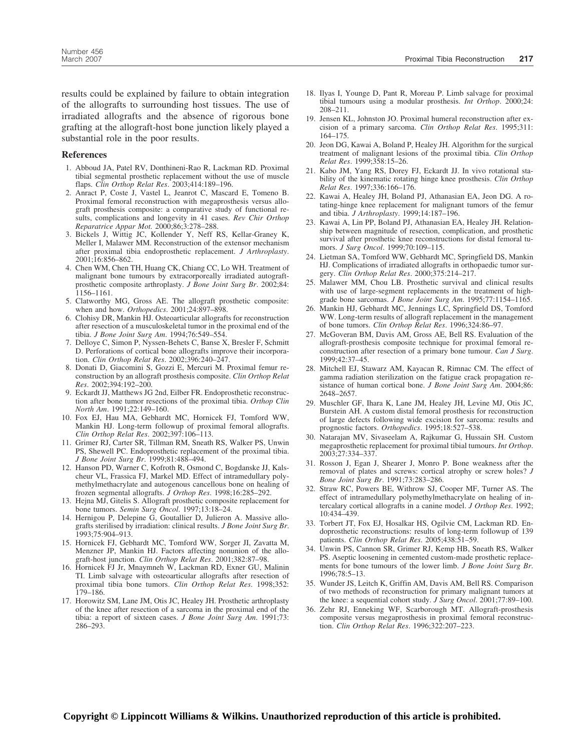results could be explained by failure to obtain integration of the allografts to surrounding host tissues. The use of irradiated allografts and the absence of rigorous bone grafting at the allograft-host bone junction likely played a substantial role in the poor results.

## References

1. Abboud JA, Patel RV, Donthineni-Rao R, Lackman RD. Proximal tibial segmental prosthetic replacement without the use of muscle flaps. *Clin Orthop Relat Res*. 2003;414:189–196.
2. Anract P, Coste J, Vastel L, Jeanrot C, Mascard E, Tomeno B. Proximal femoral reconstruction with megaprosthesis versus allograft prosthesis composite: a comparative study of functional results, complications and longevity in 41 cases. *Rev Chir Orthop Reparatrice Appar Mot.* 2000;86;3:278–288.
3. Bickels J, Wittig JC, Kollender Y, Neff RS, Kellar-Graney K, Meller I, Malawer MM. Reconstruction of the extensor mechanism after proximal tibia endoprosthetic replacement. *J Arthroplasty*. 2001;16:856–862.
4. Chen WM, Chen TH, Huang CK, Chiang CC, Lo WH. Treatment of malignant bone tumours by extracorporeally irradiated autograft-prosthetic composite arthroplasty. *J Bone Joint Surg Br*. 2002;84: 1156–1161.
5. Clatworthy MG, Gross AE. The allograft prosthetic composite: when and how. *Orthopedics*. 2001;24:897–898.
6. Clohisy DR, Mankin HJ. Osteoarticular allografts for reconstruction after resection of a musculoskeletal tumor in the proximal end of the tibia. *J Bone Joint Surg Am*. 1994;76:549–554.
7. Delloye C, Simon P, Nyssen-Behets C, Banse X, Bresler F, Schmitt D. Perforations of cortical bone allografts improve their incorporation. *Clin Orthop Relat Res*. 2002;396:240–247.
8. Donati D, Giacomini S, Gozzi E, Mercuri M. Proximal femur reconstruction by an allograft prosthesis composite. *Clin Orthop Relat Res*. 2002;394:192–200.
9. Eckardt JJ, Matthews JG 2nd, Eilber FR. Endoprosthetic reconstruction after bone tumor resections of the proximal tibia. *Orthop Clin North Am*. 1991;22:149–160.
10. Fox EJ, Hau MA, Gebhardt MC, Hornicek FJ, Tomford WW, Mankin HJ. Long-term followup of proximal femoral allografts. *Clin Orthop Relat Res*. 2002;397:106–113.
11. Grimer RJ, Carter SR, Tillman RM, Sneath RS, Walker PS, Unwin PS, Shewell PC. Endoprosthetic replacement of the proximal tibia. *J Bone Joint Surg Br*. 1999;81:488–494.
12. Hanson PD, Warner C, Kofroth R, Osmond C, Bogdanske JJ, Kalscheur VL, Frassica FJ, Markel MD. Effect of intramedullary polymethylmethacrylate and autogenous cancellous bone on healing of frozen segmental allografts. *J Orthop Res*. 1998;16:285–292.
13. Hejna MJ, Gitelis S. Allograft prosthetic composite replacement for bone tumors. *Semin Surg Oncol*. 1997;13:18–24.
14. Hernigou P, Delepine G, Goutallier D, Julieron A. Massive allografts sterilised by irradiation: clinical results. *J Bone Joint Surg Br*. 1993;75:904–913.
15. Hornicek FJ, Gebhardt MC, Tomford WW, Sorger JI, Zavatta M, Menzner JP, Mankin HJ. Factors affecting nonunion of the allograft-host junction. *Clin Orthop Relat Res*. 2001;382:87–98.
16. Hornicek FJ Jr, Mnaymneh W, Lackman RD, Exner GU, Malinin TI. Limb salvage with osteoarticular allografts after resection of proximal tibia bone tumors. *Clin Orthop Relat Res*. 1998;352: 179–186.
17. Horowitz SM, Lane JM, Otis JC, Healey JH. Prosthetic arthroplasty of the knee after resection of a sarcoma in the proximal end of the tibia: a report of sixteen cases. *J Bone Joint Surg Am*. 1991;73: 286–293.
18. Ilyas I, Younge D, Pant R, Moreau P. Limb salvage for proximal tibial tumours using a modular prosthesis. *Int Orthop*. 2000;24: 208–211.
19. Jensen KL, Johnston JO. Proximal humeral reconstruction after excision of a primary sarcoma. *Clin Orthop Relat Res*. 1995;311: 164–175.
20. Jeon DG, Kawai A, Boland P, Healey JH. Algorithm for the surgical treatment of malignant lesions of the proximal tibia. *Clin Orthop Relat Res*. 1999;358:15–26.
21. Kabo JM, Yang RS, Dorey FJ, Eckardt JJ. In vivo rotational stability of the kinematic rotating hinge knee prosthesis. *Clin Orthop Relat Res*. 1997;336:166–176.
22. Kawai A, Healey JH, Boland PJ, Athanasian EA, Jeon DG. A rotating-hinge knee replacement for malignant tumors of the femur and tibia. *J Arthroplasty*. 1999;14:187–196.
23. Kawai A, Lin PP, Boland PJ, Athanasian EA, Healey JH. Relationship between magnitude of resection, complication, and prosthetic survival after prosthetic knee reconstructions for distal femoral tumors. *J Surg Oncol*. 1999;70:109–115.
24. Lietman SA, Tomford WW, Gebhardt MC, Springfield DS, Mankin HJ. Complications of irradiated allografts in orthopaedic tumor surgery. *Clin Orthop Relat Res*. 2000;375:214–217.
25. Malawer MM, Chou LB. Prosthetic survival and clinical results with use of large-segment replacements in the treatment of high-grade bone sarcomas. *J Bone Joint Surg Am*. 1995;77:1154–1165.
26. Mankin HJ, Gebhardt MC, Jennings LC, Springfield DS, Tomford WW. Long-term results of allograft replacement in the management of bone tumors. *Clin Orthop Relat Res*. 1996;324:86–97.
27. McGoveran BM, Davis AM, Gross AE, Bell RS. Evaluation of the allograft-prosthesis composite technique for proximal femoral reconstruction after resection of a primary bone tumour. *Can J Surg*. 1999;42:37–45.
28. Mitchell EJ, Stawarz AM, Kayacan R, Rimnac CM. The effect of gamma radiation sterilization on the fatigue crack propagation resistance of human cortical bone. *J Bone Joint Surg Am*. 2004;86: 2648–2657.
29. Muschler GF, Ihara K, Lane JM, Healey JH, Levine MJ, Otis JC, Burstein AH. A custom distal femoral prosthesis for reconstruction of large defects following wide excision for sarcoma: results and prognostic factors. *Orthopedics*. 1995;18:527–538.
30. Natarajan MV, Sivaseelam A, Rajkumar G, Hussain SH. Custom megaprosthetic replacement for proximal tibial tumours. *Int Orthop*. 2003;27:334–337.
31. Rosson J, Egan J, Shearer J, Monro P. Bone weakness after the removal of plates and screws: cortical atrophy or screw holes? *J Bone Joint Surg Br*. 1991;73:283–286.
32. Straw RC, Powers BE, Withrow SJ, Cooper MF, Turner AS. The effect of intramedullary polymethylmethacrylate on healing of intercalary cortical allografts in a canine model. *J Orthop Res*. 1992; 10:434–439.
33. Torbert JT, Fox EJ, Hosalkar HS, Ogilvie CM, Lackman RD. Endoprosthetic reconstructions: results of long-term followup of 139 patients. *Clin Orthop Relat Res*. 2005;438:51–59.
34. Unwin PS, Cannon SR, Grimer RJ, Kemp HB, Sneath RS, Walker PS. Aseptic loosening in cemented custom-made prosthetic replacements for bone tumours of the lower limb. *J Bone Joint Surg Br*. 1996;78:5–13.
35. Wunder JS, Leitch K, Griffin AM, Davis AM, Bell RS. Comparison of two methods of reconstruction for primary malignant tumors at the knee: a sequential cohort study. *J Surg Oncol*. 2001;77:89–100.
36. Zehr RJ, Enneking WF, Scarborough MT. Allograft-prosthesis composite versus megaprosthesis in proximal femoral reconstruction. *Clin Orthop Relat Res*. 1996;322:207–223.